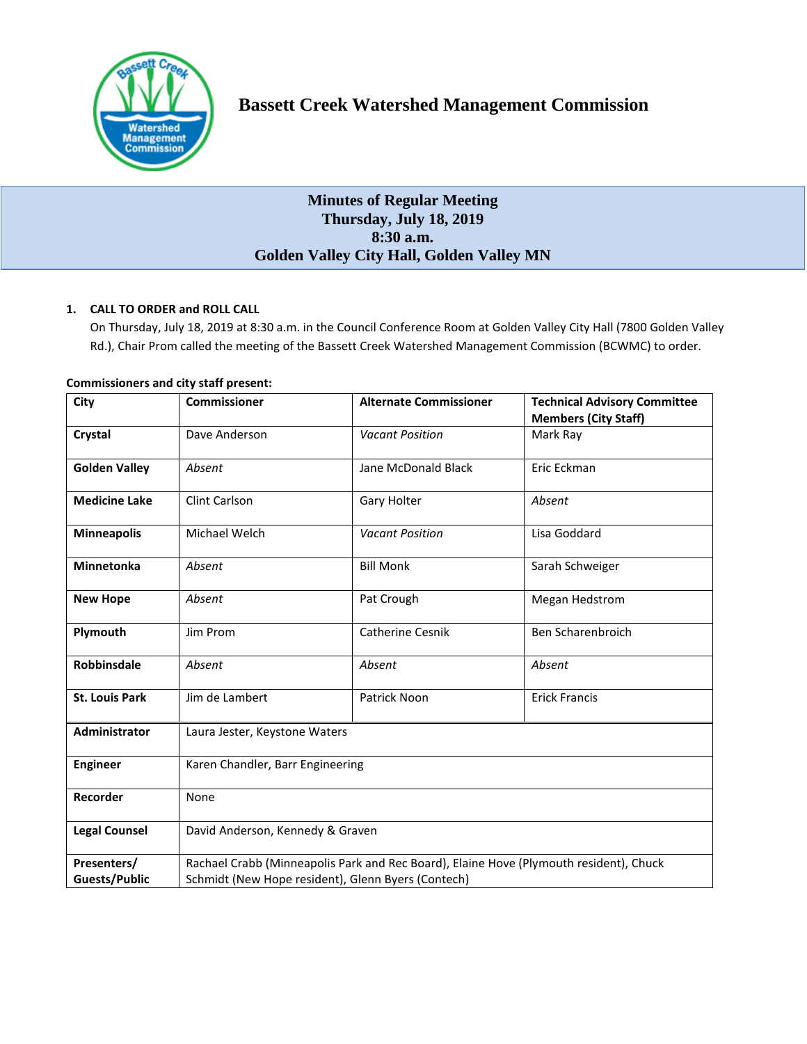# Bassett Creek Watershed Management Commission

## Minutes of Regular Meeting
## Thursday, July 18, 2019
## 8:30 a.m.
## Golden Valley City Hall, Golden Valley MN

**1. CALL TO ORDER and ROLL CALL**

On Thursday, July 18, 2019 at 8:30 a.m. in the Council Conference Room at Golden Valley City Hall (7800 Golden Valley Rd.), Chair Prom called the meeting of the Bassett Creek Watershed Management Commission (BCWMC) to order.

**Commissioners and city staff present:**

| City | Commissioner | Alternate Commissioner | Technical Advisory Committee Members (City Staff) |
|---|---|---|---|
| **Crystal** | Dave Anderson | *Vacant Position* | Mark Ray |
| **Golden Valley** | *Absent* | Jane McDonald Black | Eric Eckman |
| **Medicine Lake** | Clint Carlson | Gary Holter | *Absent* |
| **Minneapolis** | Michael Welch | *Vacant Position* | Lisa Goddard |
| **Minnetonka** | *Absent* | Bill Monk | Sarah Schweiger |
| **New Hope** | *Absent* | Pat Crough | Megan Hedstrom |
| **Plymouth** | Jim Prom | Catherine Cesnik | Ben Scharenbroich |
| **Robbinsdale** | *Absent* | *Absent* | *Absent* |
| **St. Louis Park** | Jim de Lambert | Patrick Noon | Erick Francis |
| **Administrator** | Laura Jester, Keystone Waters | | |
| **Engineer** | Karen Chandler, Barr Engineering | | |
| **Recorder** | None | | |
| **Legal Counsel** | David Anderson, Kennedy & Graven | | |
| **Presenters/ Guests/Public** | Rachael Crabb (Minneapolis Park and Rec Board), Elaine Hove (Plymouth resident), Chuck Schmidt (New Hope resident), Glenn Byers (Contech) | | |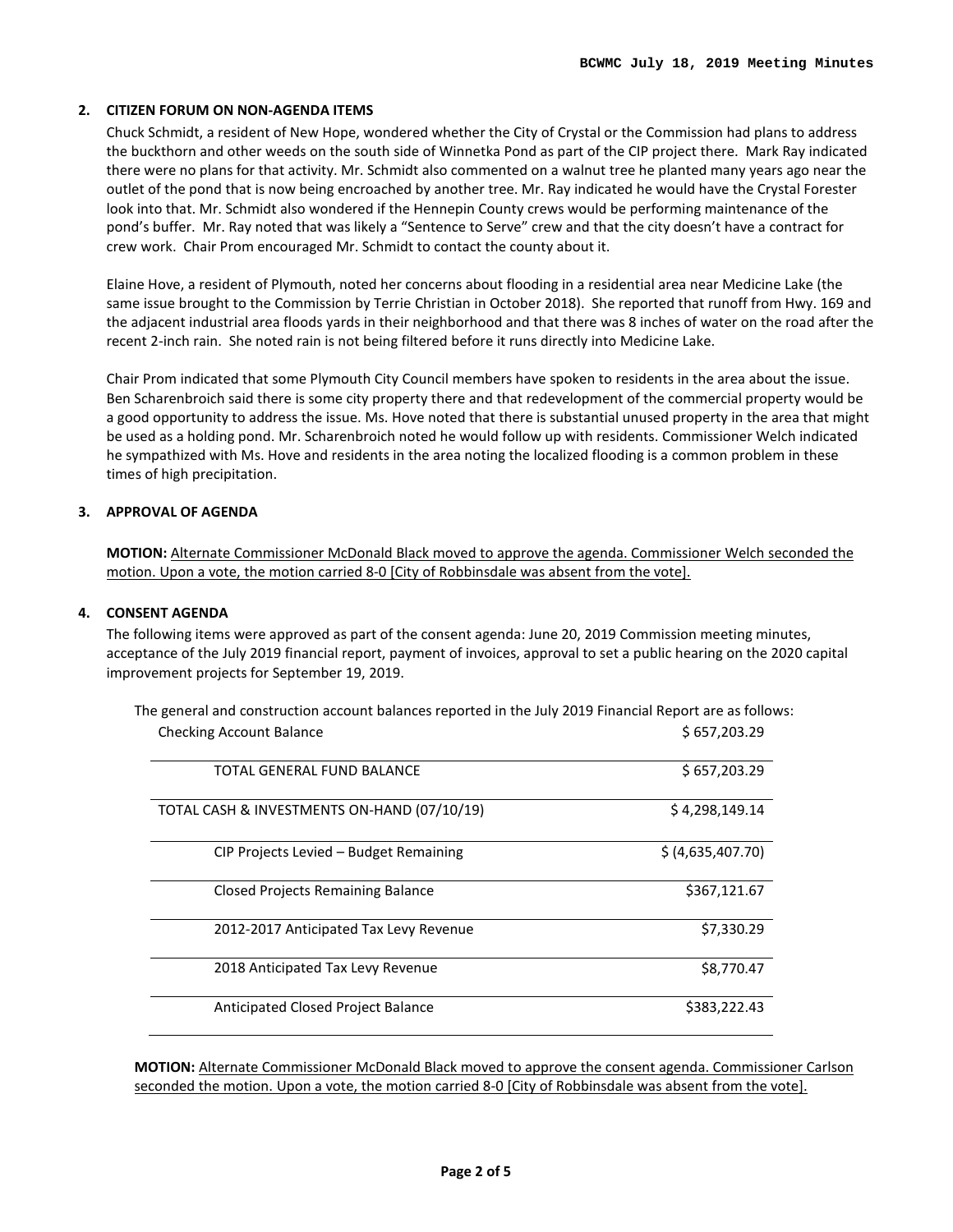## 2. CITIZEN FORUM ON NON-AGENDA ITEMS

Chuck Schmidt, a resident of New Hope, wondered whether the City of Crystal or the Commission had plans to address the buckthorn and other weeds on the south side of Winnetka Pond as part of the CIP project there. Mark Ray indicated there were no plans for that activity. Mr. Schmidt also commented on a walnut tree he planted many years ago near the outlet of the pond that is now being encroached by another tree. Mr. Ray indicated he would have the Crystal Forester look into that. Mr. Schmidt also wondered if the Hennepin County crews would be performing maintenance of the pond's buffer. Mr. Ray noted that was likely a "Sentence to Serve" crew and that the city doesn't have a contract for crew work. Chair Prom encouraged Mr. Schmidt to contact the county about it.

Elaine Hove, a resident of Plymouth, noted her concerns about flooding in a residential area near Medicine Lake (the same issue brought to the Commission by Terrie Christian in October 2018). She reported that runoff from Hwy. 169 and the adjacent industrial area floods yards in their neighborhood and that there was 8 inches of water on the road after the recent 2-inch rain. She noted rain is not being filtered before it runs directly into Medicine Lake.

Chair Prom indicated that some Plymouth City Council members have spoken to residents in the area about the issue. Ben Scharenbroich said there is some city property there and that redevelopment of the commercial property would be a good opportunity to address the issue. Ms. Hove noted that there is substantial unused property in the area that might be used as a holding pond. Mr. Scharenbroich noted he would follow up with residents. Commissioner Welch indicated he sympathized with Ms. Hove and residents in the area noting the localized flooding is a common problem in these times of high precipitation.

## 3. APPROVAL OF AGENDA

**MOTION:** Alternate Commissioner McDonald Black moved to approve the agenda. Commissioner Welch seconded the motion. Upon a vote, the motion carried 8-0 [City of Robbinsdale was absent from the vote].

## 4. CONSENT AGENDA

The following items were approved as part of the consent agenda: June 20, 2019 Commission meeting minutes, acceptance of the July 2019 financial report, payment of invoices, approval to set a public hearing on the 2020 capital improvement projects for September 19, 2019.

The general and construction account balances reported in the July 2019 Financial Report are as follows:

| | |
|---|---|
| Checking Account Balance | $ 657,203.29 |
| TOTAL GENERAL FUND BALANCE | $ 657,203.29 |
| TOTAL CASH & INVESTMENTS ON-HAND (07/10/19) | $ 4,298,149.14 |
| CIP Projects Levied – Budget Remaining | $ (4,635,407.70) |
| Closed Projects Remaining Balance | $367,121.67 |
| 2012-2017 Anticipated Tax Levy Revenue | $7,330.29 |
| 2018 Anticipated Tax Levy Revenue | $8,770.47 |
| Anticipated Closed Project Balance | $383,222.43 |

**MOTION:** Alternate Commissioner McDonald Black moved to approve the consent agenda. Commissioner Carlson seconded the motion. Upon a vote, the motion carried 8-0 [City of Robbinsdale was absent from the vote].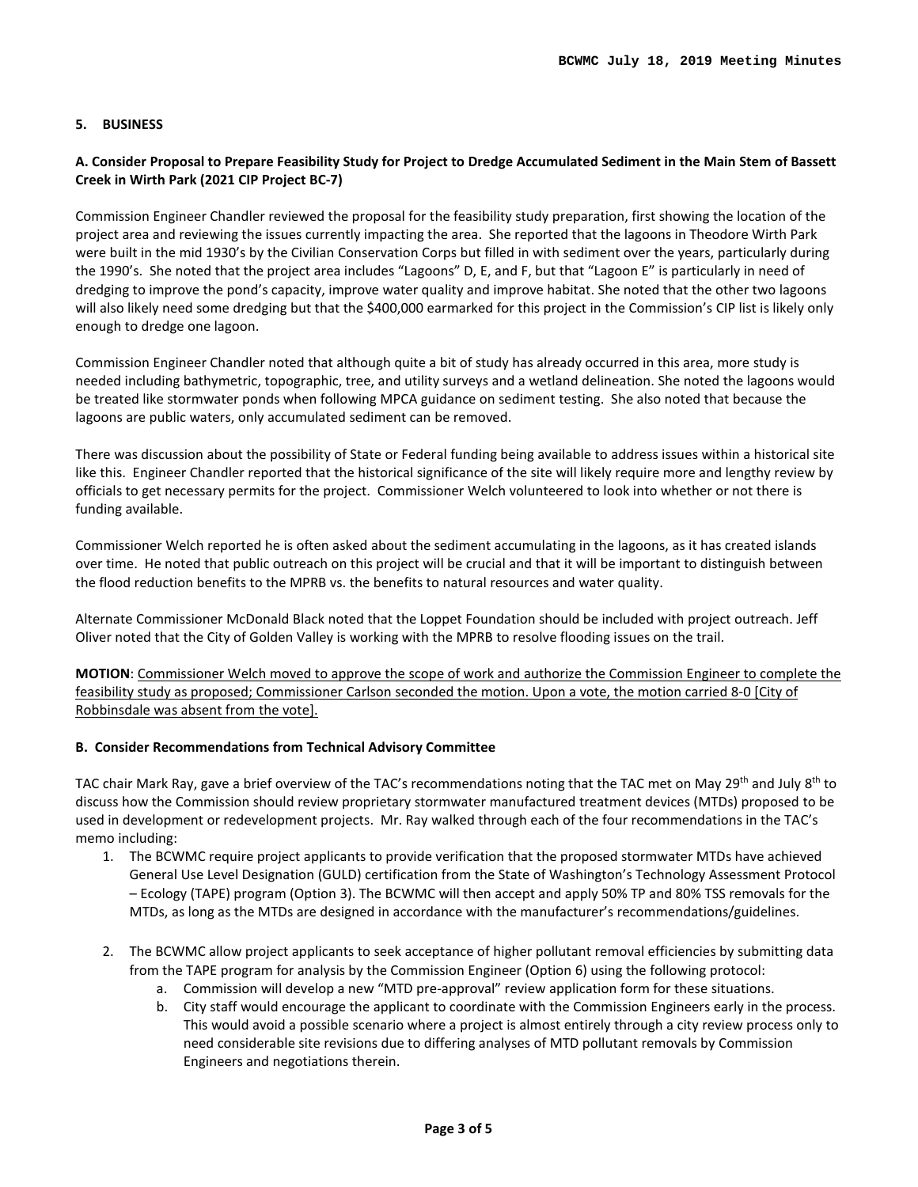## 5. BUSINESS

### A. Consider Proposal to Prepare Feasibility Study for Project to Dredge Accumulated Sediment in the Main Stem of Bassett Creek in Wirth Park (2021 CIP Project BC-7)

Commission Engineer Chandler reviewed the proposal for the feasibility study preparation, first showing the location of the project area and reviewing the issues currently impacting the area. She reported that the lagoons in Theodore Wirth Park were built in the mid 1930's by the Civilian Conservation Corps but filled in with sediment over the years, particularly during the 1990's. She noted that the project area includes "Lagoons" D, E, and F, but that "Lagoon E" is particularly in need of dredging to improve the pond's capacity, improve water quality and improve habitat. She noted that the other two lagoons will also likely need some dredging but that the $400,000 earmarked for this project in the Commission's CIP list is likely only enough to dredge one lagoon.

Commission Engineer Chandler noted that although quite a bit of study has already occurred in this area, more study is needed including bathymetric, topographic, tree, and utility surveys and a wetland delineation. She noted the lagoons would be treated like stormwater ponds when following MPCA guidance on sediment testing. She also noted that because the lagoons are public waters, only accumulated sediment can be removed.

There was discussion about the possibility of State or Federal funding being available to address issues within a historical site like this. Engineer Chandler reported that the historical significance of the site will likely require more and lengthy review by officials to get necessary permits for the project. Commissioner Welch volunteered to look into whether or not there is funding available.

Commissioner Welch reported he is often asked about the sediment accumulating in the lagoons, as it has created islands over time. He noted that public outreach on this project will be crucial and that it will be important to distinguish between the flood reduction benefits to the MPRB vs. the benefits to natural resources and water quality.

Alternate Commissioner McDonald Black noted that the Loppet Foundation should be included with project outreach. Jeff Oliver noted that the City of Golden Valley is working with the MPRB to resolve flooding issues on the trail.

**MOTION**: Commissioner Welch moved to approve the scope of work and authorize the Commission Engineer to complete the feasibility study as proposed; Commissioner Carlson seconded the motion. Upon a vote, the motion carried 8-0 [City of Robbinsdale was absent from the vote].

### B. Consider Recommendations from Technical Advisory Committee

TAC chair Mark Ray, gave a brief overview of the TAC's recommendations noting that the TAC met on May 29th and July 8th to discuss how the Commission should review proprietary stormwater manufactured treatment devices (MTDs) proposed to be used in development or redevelopment projects. Mr. Ray walked through each of the four recommendations in the TAC's memo including:

1. The BCWMC require project applicants to provide verification that the proposed stormwater MTDs have achieved General Use Level Designation (GULD) certification from the State of Washington's Technology Assessment Protocol – Ecology (TAPE) program (Option 3). The BCWMC will then accept and apply 50% TP and 80% TSS removals for the MTDs, as long as the MTDs are designed in accordance with the manufacturer's recommendations/guidelines.
2. The BCWMC allow project applicants to seek acceptance of higher pollutant removal efficiencies by submitting data from the TAPE program for analysis by the Commission Engineer (Option 6) using the following protocol:
   a. Commission will develop a new "MTD pre-approval" review application form for these situations.
   b. City staff would encourage the applicant to coordinate with the Commission Engineers early in the process. This would avoid a possible scenario where a project is almost entirely through a city review process only to need considerable site revisions due to differing analyses of MTD pollutant removals by Commission Engineers and negotiations therein.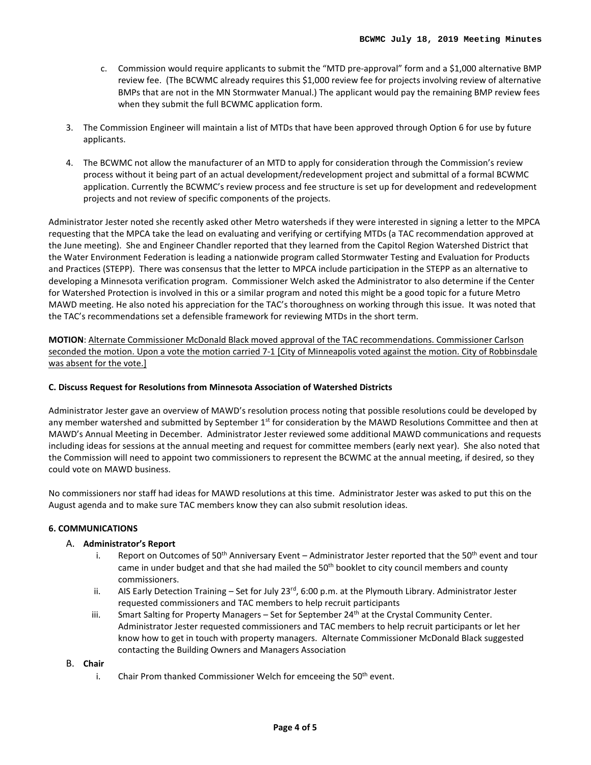c. Commission would require applicants to submit the "MTD pre-approval" form and a $1,000 alternative BMP review fee. (The BCWMC already requires this $1,000 review fee for projects involving review of alternative BMPs that are not in the MN Stormwater Manual.) The applicant would pay the remaining BMP review fees when they submit the full BCWMC application form.

3. The Commission Engineer will maintain a list of MTDs that have been approved through Option 6 for use by future applicants.

4. The BCWMC not allow the manufacturer of an MTD to apply for consideration through the Commission's review process without it being part of an actual development/redevelopment project and submittal of a formal BCWMC application. Currently the BCWMC's review process and fee structure is set up for development and redevelopment projects and not review of specific components of the projects.

Administrator Jester noted she recently asked other Metro watersheds if they were interested in signing a letter to the MPCA requesting that the MPCA take the lead on evaluating and verifying or certifying MTDs (a TAC recommendation approved at the June meeting). She and Engineer Chandler reported that they learned from the Capitol Region Watershed District that the Water Environment Federation is leading a nationwide program called Stormwater Testing and Evaluation for Products and Practices (STEPP). There was consensus that the letter to MPCA include participation in the STEPP as an alternative to developing a Minnesota verification program. Commissioner Welch asked the Administrator to also determine if the Center for Watershed Protection is involved in this or a similar program and noted this might be a good topic for a future Metro MAWD meeting. He also noted his appreciation for the TAC's thoroughness on working through this issue. It was noted that the TAC's recommendations set a defensible framework for reviewing MTDs in the short term.

**MOTION**: Alternate Commissioner McDonald Black moved approval of the TAC recommendations. Commissioner Carlson seconded the motion. Upon a vote the motion carried 7-1 [City of Minneapolis voted against the motion. City of Robbinsdale was absent for the vote.]

**C. Discuss Request for Resolutions from Minnesota Association of Watershed Districts**

Administrator Jester gave an overview of MAWD's resolution process noting that possible resolutions could be developed by any member watershed and submitted by September 1st for consideration by the MAWD Resolutions Committee and then at MAWD's Annual Meeting in December. Administrator Jester reviewed some additional MAWD communications and requests including ideas for sessions at the annual meeting and request for committee members (early next year). She also noted that the Commission will need to appoint two commissioners to represent the BCWMC at the annual meeting, if desired, so they could vote on MAWD business.

No commissioners nor staff had ideas for MAWD resolutions at this time. Administrator Jester was asked to put this on the August agenda and to make sure TAC members know they can also submit resolution ideas.

**6. COMMUNICATIONS**

A. **Administrator's Report**

i. Report on Outcomes of 50th Anniversary Event – Administrator Jester reported that the 50th event and tour came in under budget and that she had mailed the 50th booklet to city council members and county commissioners.

ii. AIS Early Detection Training – Set for July 23rd, 6:00 p.m. at the Plymouth Library. Administrator Jester requested commissioners and TAC members to help recruit participants

iii. Smart Salting for Property Managers – Set for September 24th at the Crystal Community Center. Administrator Jester requested commissioners and TAC members to help recruit participants or let her know how to get in touch with property managers. Alternate Commissioner McDonald Black suggested contacting the Building Owners and Managers Association

B. **Chair**

i. Chair Prom thanked Commissioner Welch for emceeing the 50th event.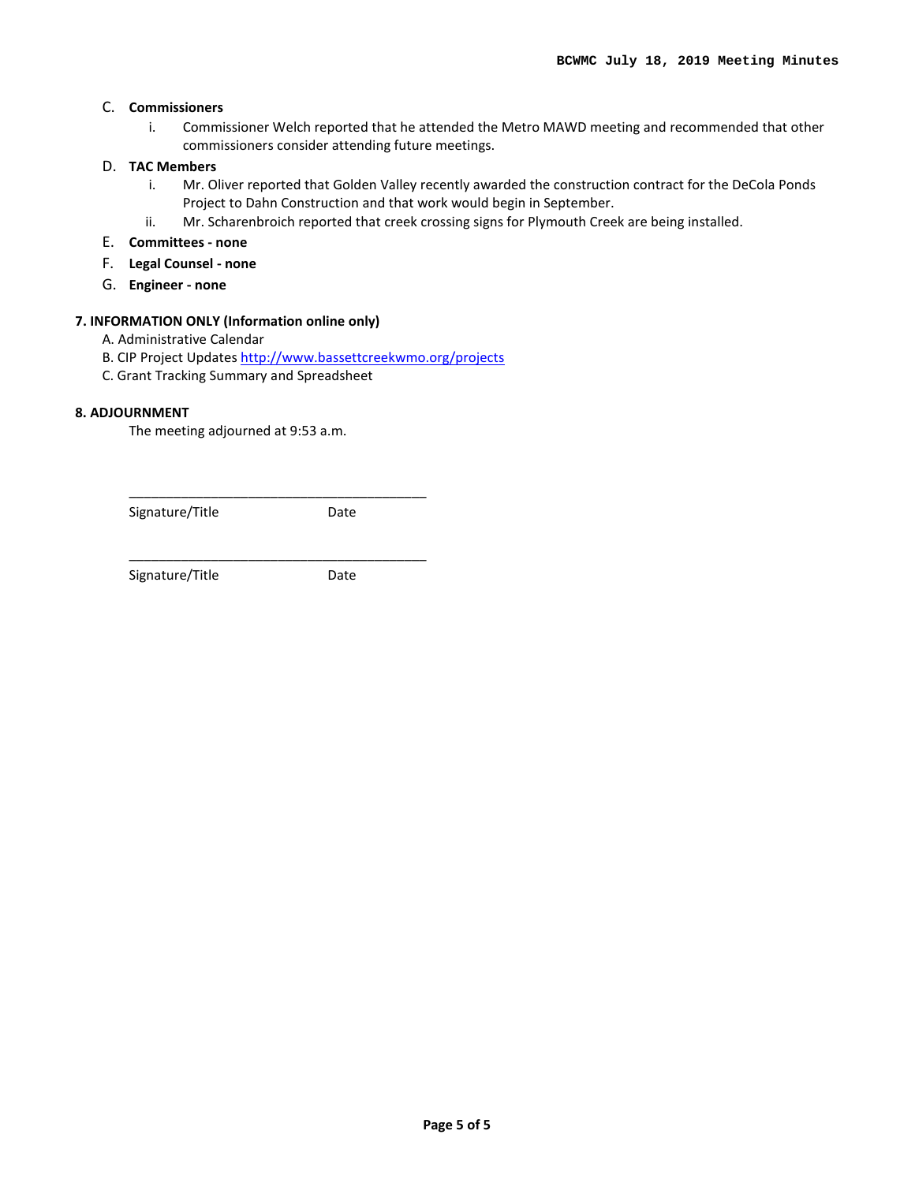C. **Commissioners**

   i. Commissioner Welch reported that he attended the Metro MAWD meeting and recommended that other commissioners consider attending future meetings.

D. **TAC Members**

   i. Mr. Oliver reported that Golden Valley recently awarded the construction contract for the DeCola Ponds Project to Dahn Construction and that work would begin in September.

   ii. Mr. Scharenbroich reported that creek crossing signs for Plymouth Creek are being installed.

E. **Committees - none**

F. **Legal Counsel - none**

G. **Engineer - none**

**7. INFORMATION ONLY (Information online only)**

A. Administrative Calendar
B. CIP Project Updates http://www.bassettcreekwmo.org/projects
C. Grant Tracking Summary and Spreadsheet

**8. ADJOURNMENT**

The meeting adjourned at 9:53 a.m.

_________________________________________

Signature/Title Date

_________________________________________

Signature/Title Date